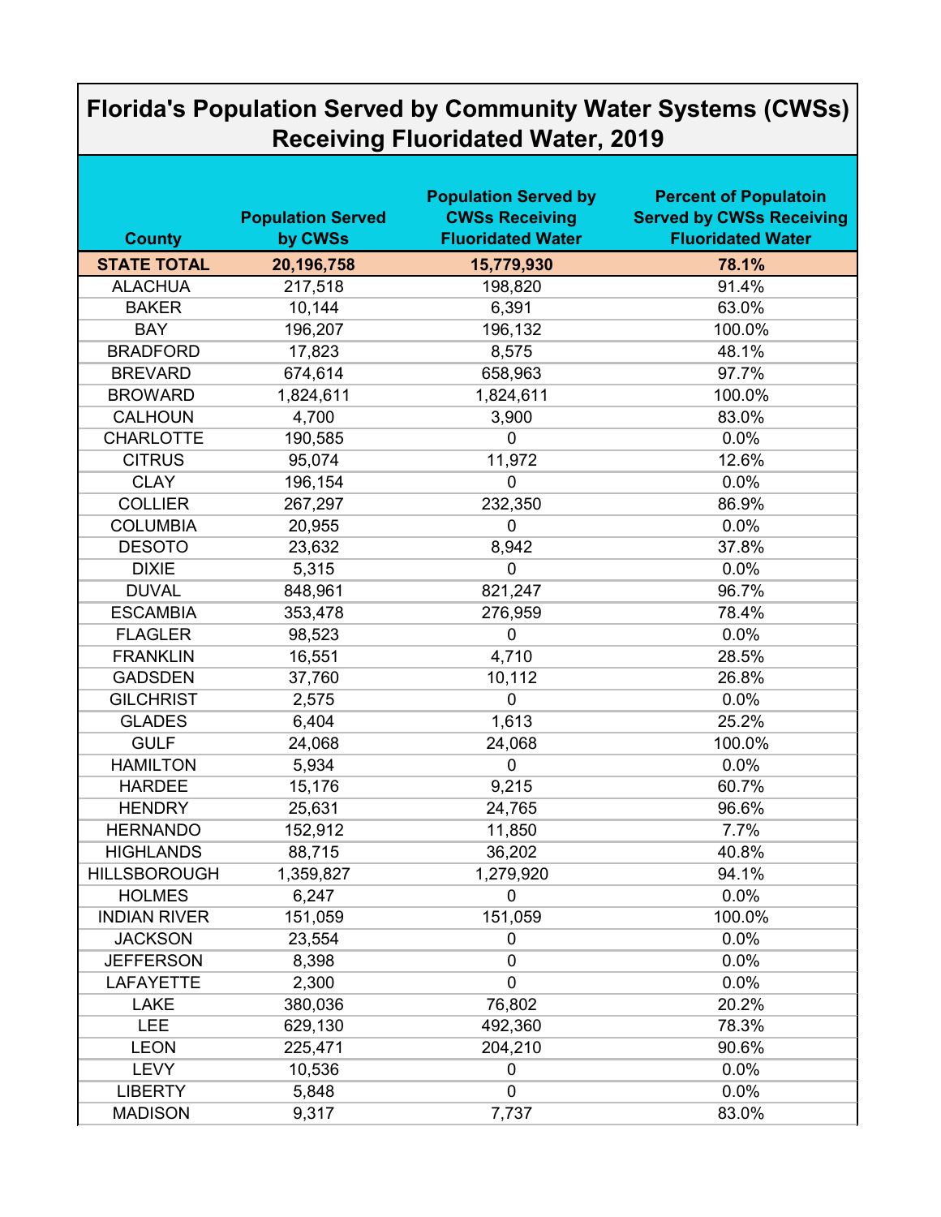# Florida's Population Served by Community Water Systems (CWSs) Receiving Fluoridated Water, 2019

| County | Population Served by CWSs | Population Served by CWSs Receiving Fluoridated Water | Percent of Populatoin Served by CWSs Receiving Fluoridated Water |
|---|---|---|---|
| **STATE TOTAL** | **20,196,758** | **15,779,930** | **78.1%** |
| ALACHUA | 217,518 | 198,820 | 91.4% |
| BAKER | 10,144 | 6,391 | 63.0% |
| BAY | 196,207 | 196,132 | 100.0% |
| BRADFORD | 17,823 | 8,575 | 48.1% |
| BREVARD | 674,614 | 658,963 | 97.7% |
| BROWARD | 1,824,611 | 1,824,611 | 100.0% |
| CALHOUN | 4,700 | 3,900 | 83.0% |
| CHARLOTTE | 190,585 | 0 | 0.0% |
| CITRUS | 95,074 | 11,972 | 12.6% |
| CLAY | 196,154 | 0 | 0.0% |
| COLLIER | 267,297 | 232,350 | 86.9% |
| COLUMBIA | 20,955 | 0 | 0.0% |
| DESOTO | 23,632 | 8,942 | 37.8% |
| DIXIE | 5,315 | 0 | 0.0% |
| DUVAL | 848,961 | 821,247 | 96.7% |
| ESCAMBIA | 353,478 | 276,959 | 78.4% |
| FLAGLER | 98,523 | 0 | 0.0% |
| FRANKLIN | 16,551 | 4,710 | 28.5% |
| GADSDEN | 37,760 | 10,112 | 26.8% |
| GILCHRIST | 2,575 | 0 | 0.0% |
| GLADES | 6,404 | 1,613 | 25.2% |
| GULF | 24,068 | 24,068 | 100.0% |
| HAMILTON | 5,934 | 0 | 0.0% |
| HARDEE | 15,176 | 9,215 | 60.7% |
| HENDRY | 25,631 | 24,765 | 96.6% |
| HERNANDO | 152,912 | 11,850 | 7.7% |
| HIGHLANDS | 88,715 | 36,202 | 40.8% |
| HILLSBOROUGH | 1,359,827 | 1,279,920 | 94.1% |
| HOLMES | 6,247 | 0 | 0.0% |
| INDIAN RIVER | 151,059 | 151,059 | 100.0% |
| JACKSON | 23,554 | 0 | 0.0% |
| JEFFERSON | 8,398 | 0 | 0.0% |
| LAFAYETTE | 2,300 | 0 | 0.0% |
| LAKE | 380,036 | 76,802 | 20.2% |
| LEE | 629,130 | 492,360 | 78.3% |
| LEON | 225,471 | 204,210 | 90.6% |
| LEVY | 10,536 | 0 | 0.0% |
| LIBERTY | 5,848 | 0 | 0.0% |
| MADISON | 9,317 | 7,737 | 83.0% |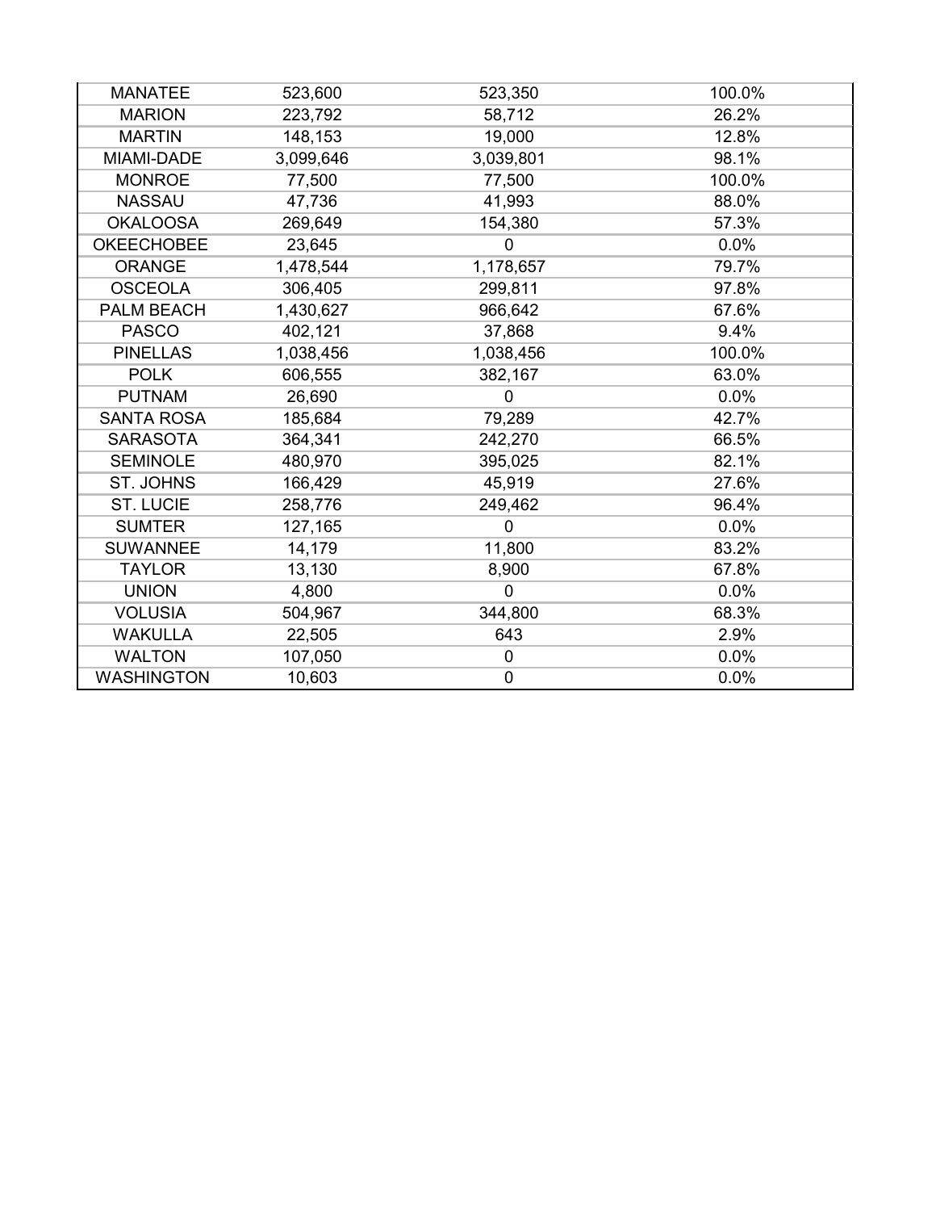| | | | |
|---|---|---|---|
| MANATEE | 523,600 | 523,350 | 100.0% |
| MARION | 223,792 | 58,712 | 26.2% |
| MARTIN | 148,153 | 19,000 | 12.8% |
| MIAMI-DADE | 3,099,646 | 3,039,801 | 98.1% |
| MONROE | 77,500 | 77,500 | 100.0% |
| NASSAU | 47,736 | 41,993 | 88.0% |
| OKALOOSA | 269,649 | 154,380 | 57.3% |
| OKEECHOBEE | 23,645 | 0 | 0.0% |
| ORANGE | 1,478,544 | 1,178,657 | 79.7% |
| OSCEOLA | 306,405 | 299,811 | 97.8% |
| PALM BEACH | 1,430,627 | 966,642 | 67.6% |
| PASCO | 402,121 | 37,868 | 9.4% |
| PINELLAS | 1,038,456 | 1,038,456 | 100.0% |
| POLK | 606,555 | 382,167 | 63.0% |
| PUTNAM | 26,690 | 0 | 0.0% |
| SANTA ROSA | 185,684 | 79,289 | 42.7% |
| SARASOTA | 364,341 | 242,270 | 66.5% |
| SEMINOLE | 480,970 | 395,025 | 82.1% |
| ST. JOHNS | 166,429 | 45,919 | 27.6% |
| ST. LUCIE | 258,776 | 249,462 | 96.4% |
| SUMTER | 127,165 | 0 | 0.0% |
| SUWANNEE | 14,179 | 11,800 | 83.2% |
| TAYLOR | 13,130 | 8,900 | 67.8% |
| UNION | 4,800 | 0 | 0.0% |
| VOLUSIA | 504,967 | 344,800 | 68.3% |
| WAKULLA | 22,505 | 643 | 2.9% |
| WALTON | 107,050 | 0 | 0.0% |
| WASHINGTON | 10,603 | 0 | 0.0% |